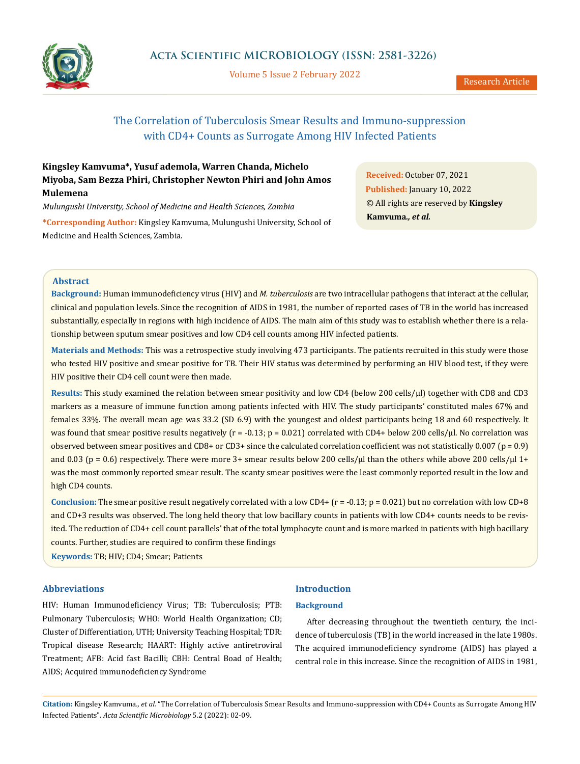# The Correlation of Tuberculosis Smear Results and Immuno-suppression with CD4+ Counts as Surrogate Among HIV Infected Patients

**Kingsley Kamvuma*, Yusuf ademola, Warren Chanda, Michelo Miyoba, Sam Bezza Phiri, Christopher Newton Phiri and John Amos Mulemena**

*Mulungushi University, School of Medicine and Health Sciences, Zambia*

**\*Corresponding Author:** Kingsley Kamvuma, Mulungushi University, School of Medicine and Health Sciences, Zambia.

**Received:** October 07, 2021
**Published:** January 10, 2022
© All rights are reserved by **Kingsley Kamvuma., *et al.***

## Abstract

**Background:** Human immunodeficiency virus (HIV) and *M. tuberculosis* are two intracellular pathogens that interact at the cellular, clinical and population levels. Since the recognition of AIDS in 1981, the number of reported cases of TB in the world has increased substantially, especially in regions with high incidence of AIDS. The main aim of this study was to establish whether there is a relationship between sputum smear positives and low CD4 cell counts among HIV infected patients.

**Materials and Methods:** This was a retrospective study involving 473 participants. The patients recruited in this study were those who tested HIV positive and smear positive for TB. Their HIV status was determined by performing an HIV blood test, if they were HIV positive their CD4 cell count were then made.

**Results:** This study examined the relation between smear positivity and low CD4 (below 200 cells/µl) together with CD8 and CD3 markers as a measure of immune function among patients infected with HIV. The study participants' constituted males 67% and females 33%. The overall mean age was 33.2 (SD 6.9) with the youngest and oldest participants being 18 and 60 respectively. It was found that smear positive results negatively ($r = -0.13$; $p = 0.021$) correlated with CD4+ below 200 cells/µl. No correlation was observed between smear positives and CD8+ or CD3+ since the calculated correlation coefficient was not statistically 0.007 ($p = 0.9$) and 0.03 ($p = 0.6$) respectively. There were more 3+ smear results below 200 cells/µl than the others while above 200 cells/µl 1+ was the most commonly reported smear result. The scanty smear positives were the least commonly reported result in the low and high CD4 counts.

**Conclusion:** The smear positive result negatively correlated with a low CD4+ ($r = -0.13$; $p = 0.021$) but no correlation with low CD+8 and CD+3 results was observed. The long held theory that low bacillary counts in patients with low CD4+ counts needs to be revisited. The reduction of CD4+ cell count parallels' that of the total lymphocyte count and is more marked in patients with high bacillary counts. Further, studies are required to confirm these findings

**Keywords:** TB; HIV; CD4; Smear; Patients

## Abbreviations

HIV: Human Immunodeficiency Virus; TB: Tuberculosis; PTB: Pulmonary Tuberculosis; WHO: World Health Organization; CD; Cluster of Differentiation, UTH; University Teaching Hospital; TDR: Tropical disease Research; HAART: Highly active antiretroviral Treatment; AFB: Acid fast Bacilli; CBH: Central Boad of Health; AIDS; Acquired immunodeficiency Syndrome

## Introduction

### Background

After decreasing throughout the twentieth century, the incidence of tuberculosis (TB) in the world increased in the late 1980s. The acquired immunodeficiency syndrome (AIDS) has played a central role in this increase. Since the recognition of AIDS in 1981,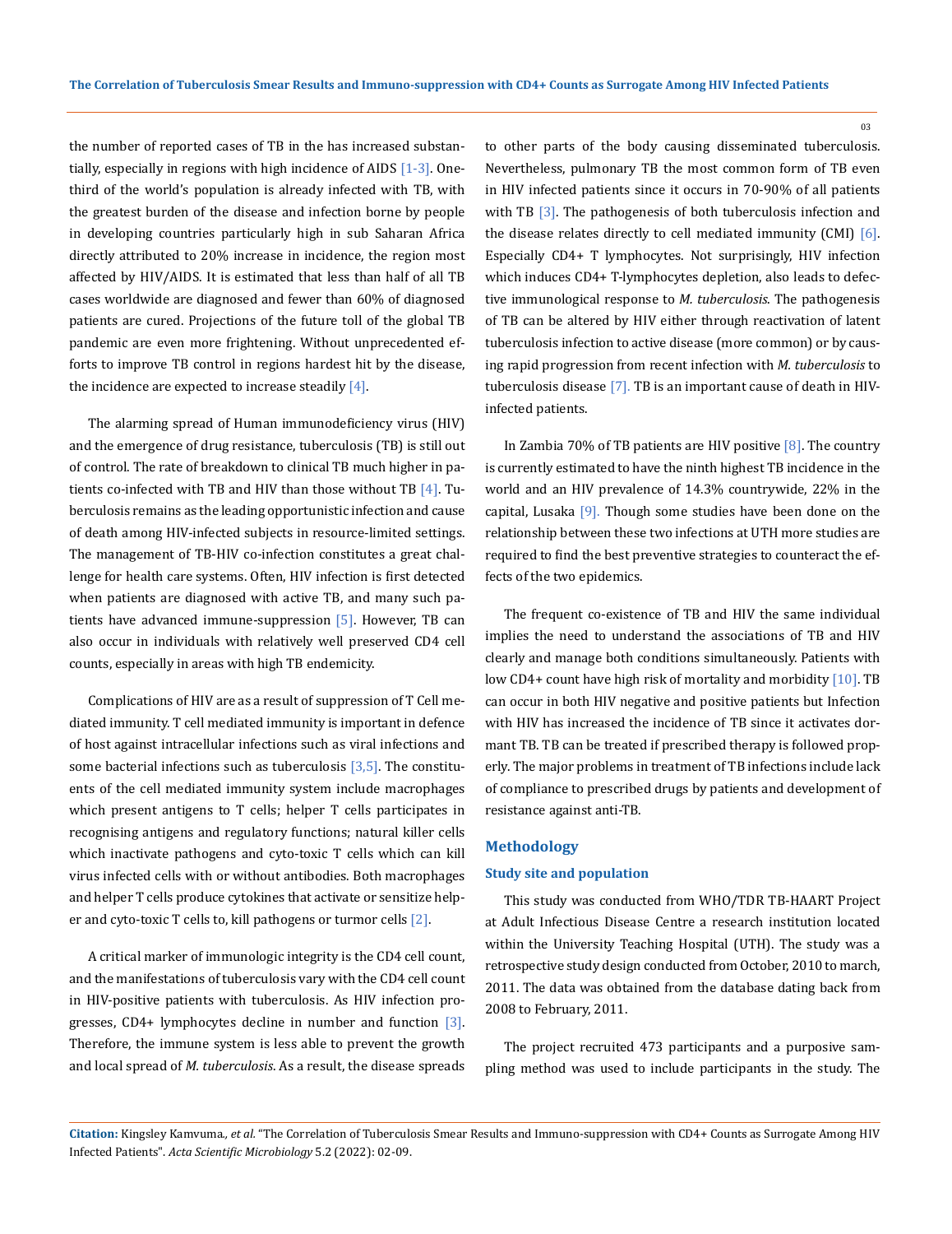the number of reported cases of TB in the has increased substantially, especially in regions with high incidence of AIDS [1-3]. One-third of the world's population is already infected with TB, with the greatest burden of the disease and infection borne by people in developing countries particularly high in sub Saharan Africa directly attributed to 20% increase in incidence, the region most affected by HIV/AIDS. It is estimated that less than half of all TB cases worldwide are diagnosed and fewer than 60% of diagnosed patients are cured. Projections of the future toll of the global TB pandemic are even more frightening. Without unprecedented efforts to improve TB control in regions hardest hit by the disease, the incidence are expected to increase steadily [4].

The alarming spread of Human immunodeficiency virus (HIV) and the emergence of drug resistance, tuberculosis (TB) is still out of control. The rate of breakdown to clinical TB much higher in patients co-infected with TB and HIV than those without TB [4]. Tuberculosis remains as the leading opportunistic infection and cause of death among HIV-infected subjects in resource-limited settings. The management of TB-HIV co-infection constitutes a great challenge for health care systems. Often, HIV infection is first detected when patients are diagnosed with active TB, and many such patients have advanced immune-suppression [5]. However, TB can also occur in individuals with relatively well preserved CD4 cell counts, especially in areas with high TB endemicity.

Complications of HIV are as a result of suppression of T Cell mediated immunity. T cell mediated immunity is important in defence of host against intracellular infections such as viral infections and some bacterial infections such as tuberculosis [3,5]. The constituents of the cell mediated immunity system include macrophages which present antigens to T cells; helper T cells participates in recognising antigens and regulatory functions; natural killer cells which inactivate pathogens and cyto-toxic T cells which can kill virus infected cells with or without antibodies. Both macrophages and helper T cells produce cytokines that activate or sensitize helper and cyto-toxic T cells to, kill pathogens or turmor cells [2].

A critical marker of immunologic integrity is the CD4 cell count, and the manifestations of tuberculosis vary with the CD4 cell count in HIV-positive patients with tuberculosis. As HIV infection progresses, CD4+ lymphocytes decline in number and function [3]. Therefore, the immune system is less able to prevent the growth and local spread of *M. tuberculosis*. As a result, the disease spreads to other parts of the body causing disseminated tuberculosis. Nevertheless, pulmonary TB the most common form of TB even in HIV infected patients since it occurs in 70-90% of all patients with TB [3]. The pathogenesis of both tuberculosis infection and the disease relates directly to cell mediated immunity (CMI) [6]. Especially CD4+ T lymphocytes. Not surprisingly, HIV infection which induces CD4+ T-lymphocytes depletion, also leads to defective immunological response to *M. tuberculosis*. The pathogenesis of TB can be altered by HIV either through reactivation of latent tuberculosis infection to active disease (more common) or by causing rapid progression from recent infection with *M. tuberculosis* to tuberculosis disease [7]. TB is an important cause of death in HIV-infected patients.

In Zambia 70% of TB patients are HIV positive [8]. The country is currently estimated to have the ninth highest TB incidence in the world and an HIV prevalence of 14.3% countrywide, 22% in the capital, Lusaka [9]. Though some studies have been done on the relationship between these two infections at UTH more studies are required to find the best preventive strategies to counteract the effects of the two epidemics.

The frequent co-existence of TB and HIV the same individual implies the need to understand the associations of TB and HIV clearly and manage both conditions simultaneously. Patients with low CD4+ count have high risk of mortality and morbidity [10]. TB can occur in both HIV negative and positive patients but Infection with HIV has increased the incidence of TB since it activates dormant TB. TB can be treated if prescribed therapy is followed properly. The major problems in treatment of TB infections include lack of compliance to prescribed drugs by patients and development of resistance against anti-TB.

## Methodology

### Study site and population

This study was conducted from WHO/TDR TB-HAART Project at Adult Infectious Disease Centre a research institution located within the University Teaching Hospital (UTH). The study was a retrospective study design conducted from October, 2010 to march, 2011. The data was obtained from the database dating back from 2008 to February, 2011.

The project recruited 473 participants and a purposive sampling method was used to include participants in the study. The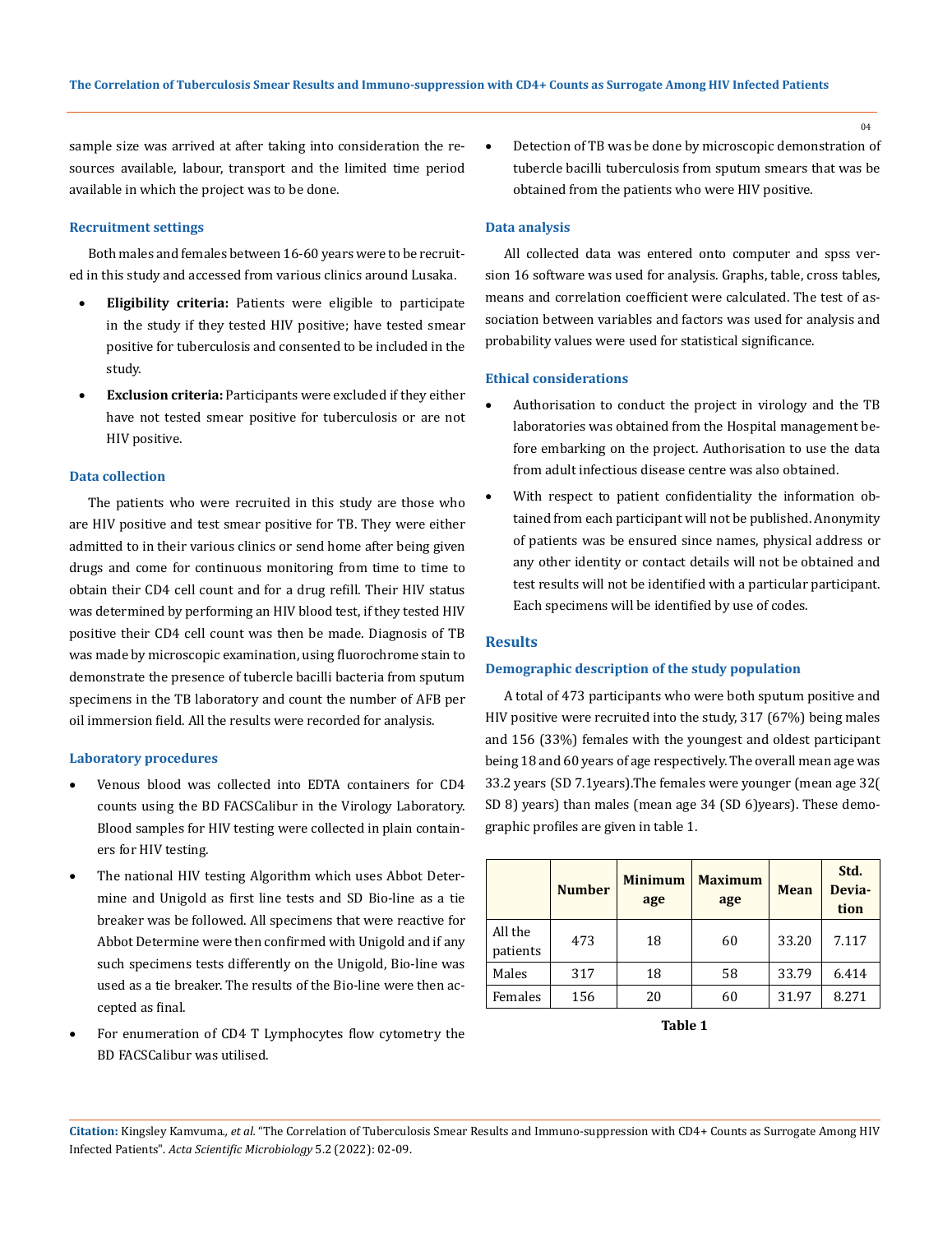sample size was arrived at after taking into consideration the resources available, labour, transport and the limited time period available in which the project was to be done.

### Recruitment settings

Both males and females between 16-60 years were to be recruited in this study and accessed from various clinics around Lusaka.

- **Eligibility criteria:** Patients were eligible to participate in the study if they tested HIV positive; have tested smear positive for tuberculosis and consented to be included in the study.
- **Exclusion criteria:** Participants were excluded if they either have not tested smear positive for tuberculosis or are not HIV positive.

### Data collection

The patients who were recruited in this study are those who are HIV positive and test smear positive for TB. They were either admitted to in their various clinics or send home after being given drugs and come for continuous monitoring from time to time to obtain their CD4 cell count and for a drug refill. Their HIV status was determined by performing an HIV blood test, if they tested HIV positive their CD4 cell count was then be made. Diagnosis of TB was made by microscopic examination, using fluorochrome stain to demonstrate the presence of tubercle bacilli bacteria from sputum specimens in the TB laboratory and count the number of AFB per oil immersion field. All the results were recorded for analysis.

### Laboratory procedures

- Venous blood was collected into EDTA containers for CD4 counts using the BD FACSCalibur in the Virology Laboratory. Blood samples for HIV testing were collected in plain containers for HIV testing.
- The national HIV testing Algorithm which uses Abbot Determine and Unigold as first line tests and SD Bio-line as a tie breaker was be followed. All specimens that were reactive for Abbot Determine were then confirmed with Unigold and if any such specimens tests differently on the Unigold, Bio-line was used as a tie breaker. The results of the Bio-line were then accepted as final.
- For enumeration of CD4 T Lymphocytes flow cytometry the BD FACSCalibur was utilised.
- Detection of TB was be done by microscopic demonstration of tubercle bacilli tuberculosis from sputum smears that was be obtained from the patients who were HIV positive.

### Data analysis

All collected data was entered onto computer and spss version 16 software was used for analysis. Graphs, table, cross tables, means and correlation coefficient were calculated. The test of association between variables and factors was used for analysis and probability values were used for statistical significance.

### Ethical considerations

- Authorisation to conduct the project in virology and the TB laboratories was obtained from the Hospital management before embarking on the project. Authorisation to use the data from adult infectious disease centre was also obtained.
- With respect to patient confidentiality the information obtained from each participant will not be published. Anonymity of patients was be ensured since names, physical address or any other identity or contact details will not be obtained and test results will not be identified with a particular participant. Each specimens will be identified by use of codes.

## Results

### Demographic description of the study population

A total of 473 participants who were both sputum positive and HIV positive were recruited into the study, 317 (67%) being males and 156 (33%) females with the youngest and oldest participant being 18 and 60 years of age respectively. The overall mean age was 33.2 years (SD 7.1years).The females were younger (mean age 32( SD 8) years) than males (mean age 34 (SD 6)years). These demographic profiles are given in table 1.

| | Number | Minimum age | Maximum age | Mean | Std. Deviation |
|---|---|---|---|---|---|
| All the patients | 473 | 18 | 60 | 33.20 | 7.117 |
| Males | 317 | 18 | 58 | 33.79 | 6.414 |
| Females | 156 | 20 | 60 | 31.97 | 8.271 |

**Table 1**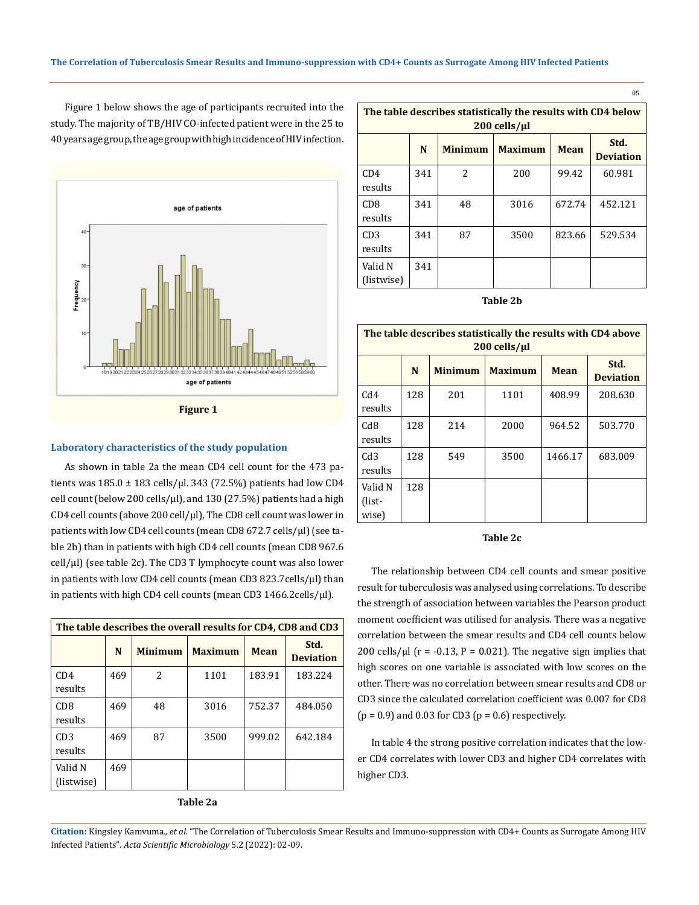Figure 1 below shows the age of participants recruited into the study. The majority of TB/HIV CO-infected patient were in the 25 to 40 years age group, the age group with high incidence of HIV infection.

Figure 1

### Laboratory characteristics of the study population

As shown in table 2a the mean CD4 cell count for the 473 patients was 185.0 ± 183 cells/µl. 343 (72.5%) patients had low CD4 cell count (below 200 cells/µl), and 130 (27.5%) patients had a high CD4 cell counts (above 200 cell/µl), The CD8 cell count was lower in patients with low CD4 cell counts (mean CD8 672.7 cells/µl) (see table 2b) than in patients with high CD4 cell counts (mean CD8 967.6 cell/µl) (see table 2c). The CD3 T lymphocyte count was also lower in patients with low CD4 cell counts (mean CD3 823.7cells/µl) than in patients with high CD4 cell counts (mean CD3 1466.2cells/µl).

**The table describes the overall results for CD4, CD8 and CD3**

| | N | Minimum | Maximum | Mean | Std. Deviation |
|---|---|---|---|---|---|
| CD4 results | 469 | 2 | 1101 | 183.91 | 183.224 |
| CD8 results | 469 | 48 | 3016 | 752.37 | 484.050 |
| CD3 results | 469 | 87 | 3500 | 999.02 | 642.184 |
| Valid N (listwise) | 469 | | | | |

**Table 2a**

**The table describes statistically the results with CD4 below 200 cells/µl**

| | N | Minimum | Maximum | Mean | Std. Deviation |
|---|---|---|---|---|---|
| CD4 results | 341 | 2 | 200 | 99.42 | 60.981 |
| CD8 results | 341 | 48 | 3016 | 672.74 | 452.121 |
| CD3 results | 341 | 87 | 3500 | 823.66 | 529.534 |
| Valid N (listwise) | 341 | | | | |

**Table 2b**

**The table describes statistically the results with CD4 above 200 cells/µl**

| | N | Minimum | Maximum | Mean | Std. Deviation |
|---|---|---|---|---|---|
| Cd4 results | 128 | 201 | 1101 | 408.99 | 208.630 |
| Cd8 results | 128 | 214 | 2000 | 964.52 | 503.770 |
| Cd3 results | 128 | 549 | 3500 | 1466.17 | 683.009 |
| Valid N (listwise) | 128 | | | | |

**Table 2c**

The relationship between CD4 cell counts and smear positive result for tuberculosis was analysed using correlations. To describe the strength of association between variables the Pearson product moment coefficient was utilised for analysis. There was a negative correlation between the smear results and CD4 cell counts below 200 cells/µl ($r = -0.13$, $P = 0.021$). The negative sign implies that high scores on one variable is associated with low scores on the other. There was no correlation between smear results and CD8 or CD3 since the calculated correlation coefficient was 0.007 for CD8 ($p = 0.9$) and 0.03 for CD3 ($p = 0.6$) respectively.

In table 4 the strong positive correlation indicates that the lower CD4 correlates with lower CD3 and higher CD4 correlates with higher CD3.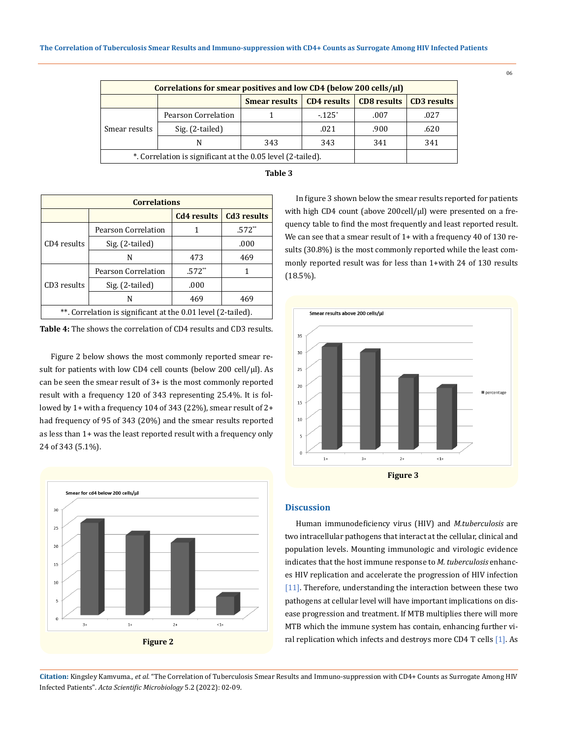| Correlations for smear positives and low CD4 (below 200 cells/µl) | | | | | |
|---|---|---|---|---|---|
| | | Smear results | CD4 results | CD8 results | CD3 results |
| Smear results | Pearson Correlation | 1 | -.125* | .007 | .027 |
| | Sig. (2-tailed) | | .021 | .900 | .620 |
| | N | 343 | 343 | 341 | 341 |
| *. Correlation is significant at the 0.05 level (2-tailed). | | | | | |

**Table 3**

| Correlations | | | |
|---|---|---|---|
| | | Cd4 results | Cd3 results |
| CD4 results | Pearson Correlation | 1 | .572** |
| | Sig. (2-tailed) | | .000 |
| | N | 473 | 469 |
| CD3 results | Pearson Correlation | .572** | 1 |
| | Sig. (2-tailed) | .000 | |
| | N | 469 | 469 |
| **. Correlation is significant at the 0.01 level (2-tailed). | | | |

**Table 4:** The shows the correlation of CD4 results and CD3 results.

Figure 2 below shows the most commonly reported smear result for patients with low CD4 cell counts (below 200 cell/µl). As can be seen the smear result of 3+ is the most commonly reported result with a frequency 120 of 343 representing 25.4%. It is followed by 1+ with a frequency 104 of 343 (22%), smear result of 2+ had frequency of 95 of 343 (20%) and the smear results reported as less than 1+ was the least reported result with a frequency only 24 of 343 (5.1%).

**Figure 2**

In figure 3 shown below the smear results reported for patients with high CD4 count (above 200cell/µl) were presented on a frequency table to find the most frequently and least reported result. We can see that a smear result of 1+ with a frequency 40 of 130 results (30.8%) is the most commonly reported while the least commonly reported result was for less than 1+with 24 of 130 results (18.5%).

**Figure 3**

## Discussion

Human immunodeficiency virus (HIV) and *M.tuberculosis* are two intracellular pathogens that interact at the cellular, clinical and population levels. Mounting immunologic and virologic evidence indicates that the host immune response to *M. tuberculosis* enhances HIV replication and accelerate the progression of HIV infection [11]. Therefore, understanding the interaction between these two pathogens at cellular level will have important implications on disease progression and treatment. If MTB multiplies there will more MTB which the immune system has contain, enhancing further viral replication which infects and destroys more CD4 T cells [1]. As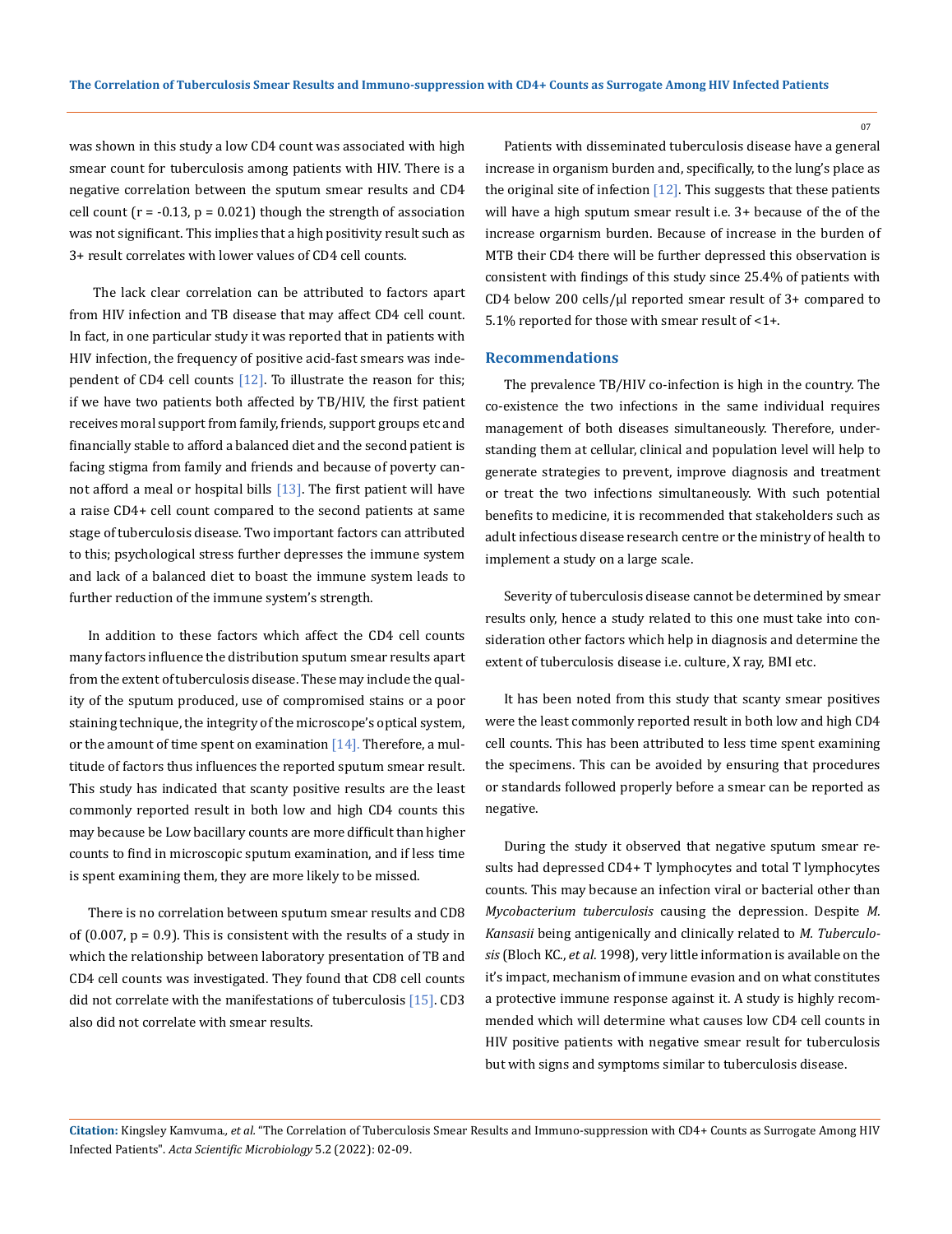was shown in this study a low CD4 count was associated with high smear count for tuberculosis among patients with HIV. There is a negative correlation between the sputum smear results and CD4 cell count ($r = -0.13$, $p = 0.021$) though the strength of association was not significant. This implies that a high positivity result such as 3+ result correlates with lower values of CD4 cell counts.

The lack clear correlation can be attributed to factors apart from HIV infection and TB disease that may affect CD4 cell count. In fact, in one particular study it was reported that in patients with HIV infection, the frequency of positive acid-fast smears was independent of CD4 cell counts [12]. To illustrate the reason for this; if we have two patients both affected by TB/HIV, the first patient receives moral support from family, friends, support groups etc and financially stable to afford a balanced diet and the second patient is facing stigma from family and friends and because of poverty cannot afford a meal or hospital bills [13]. The first patient will have a raise CD4+ cell count compared to the second patients at same stage of tuberculosis disease. Two important factors can attributed to this; psychological stress further depresses the immune system and lack of a balanced diet to boast the immune system leads to further reduction of the immune system's strength.

In addition to these factors which affect the CD4 cell counts many factors influence the distribution sputum smear results apart from the extent of tuberculosis disease. These may include the quality of the sputum produced, use of compromised stains or a poor staining technique, the integrity of the microscope's optical system, or the amount of time spent on examination [14]. Therefore, a multitude of factors thus influences the reported sputum smear result. This study has indicated that scanty positive results are the least commonly reported result in both low and high CD4 counts this may because be Low bacillary counts are more difficult than higher counts to find in microscopic sputum examination, and if less time is spent examining them, they are more likely to be missed.

There is no correlation between sputum smear results and CD8 of (0.007, $p = 0.9$). This is consistent with the results of a study in which the relationship between laboratory presentation of TB and CD4 cell counts was investigated. They found that CD8 cell counts did not correlate with the manifestations of tuberculosis [15]. CD3 also did not correlate with smear results.

Patients with disseminated tuberculosis disease have a general increase in organism burden and, specifically, to the lung's place as the original site of infection [12]. This suggests that these patients will have a high sputum smear result i.e. 3+ because of the of the increase organism burden. Because of increase in the burden of MTB their CD4 there will be further depressed this observation is consistent with findings of this study since 25.4% of patients with CD4 below 200 cells/μl reported smear result of 3+ compared to 5.1% reported for those with smear result of <1+.

## Recommendations

The prevalence TB/HIV co-infection is high in the country. The co-existence the two infections in the same individual requires management of both diseases simultaneously. Therefore, understanding them at cellular, clinical and population level will help to generate strategies to prevent, improve diagnosis and treatment or treat the two infections simultaneously. With such potential benefits to medicine, it is recommended that stakeholders such as adult infectious disease research centre or the ministry of health to implement a study on a large scale.

Severity of tuberculosis disease cannot be determined by smear results only, hence a study related to this one must take into consideration other factors which help in diagnosis and determine the extent of tuberculosis disease i.e. culture, X ray, BMI etc.

It has been noted from this study that scanty smear positives were the least commonly reported result in both low and high CD4 cell counts. This has been attributed to less time spent examining the specimens. This can be avoided by ensuring that procedures or standards followed properly before a smear can be reported as negative.

During the study it observed that negative sputum smear results had depressed CD4+ T lymphocytes and total T lymphocytes counts. This may because an infection viral or bacterial other than *Mycobacterium tuberculosis* causing the depression. Despite *M. Kansasii* being antigenically and clinically related to *M. Tuberculosis* (Bloch KC., *et al*. 1998), very little information is available on the it's impact, mechanism of immune evasion and on what constitutes a protective immune response against it. A study is highly recommended which will determine what causes low CD4 cell counts in HIV positive patients with negative smear result for tuberculosis but with signs and symptoms similar to tuberculosis disease.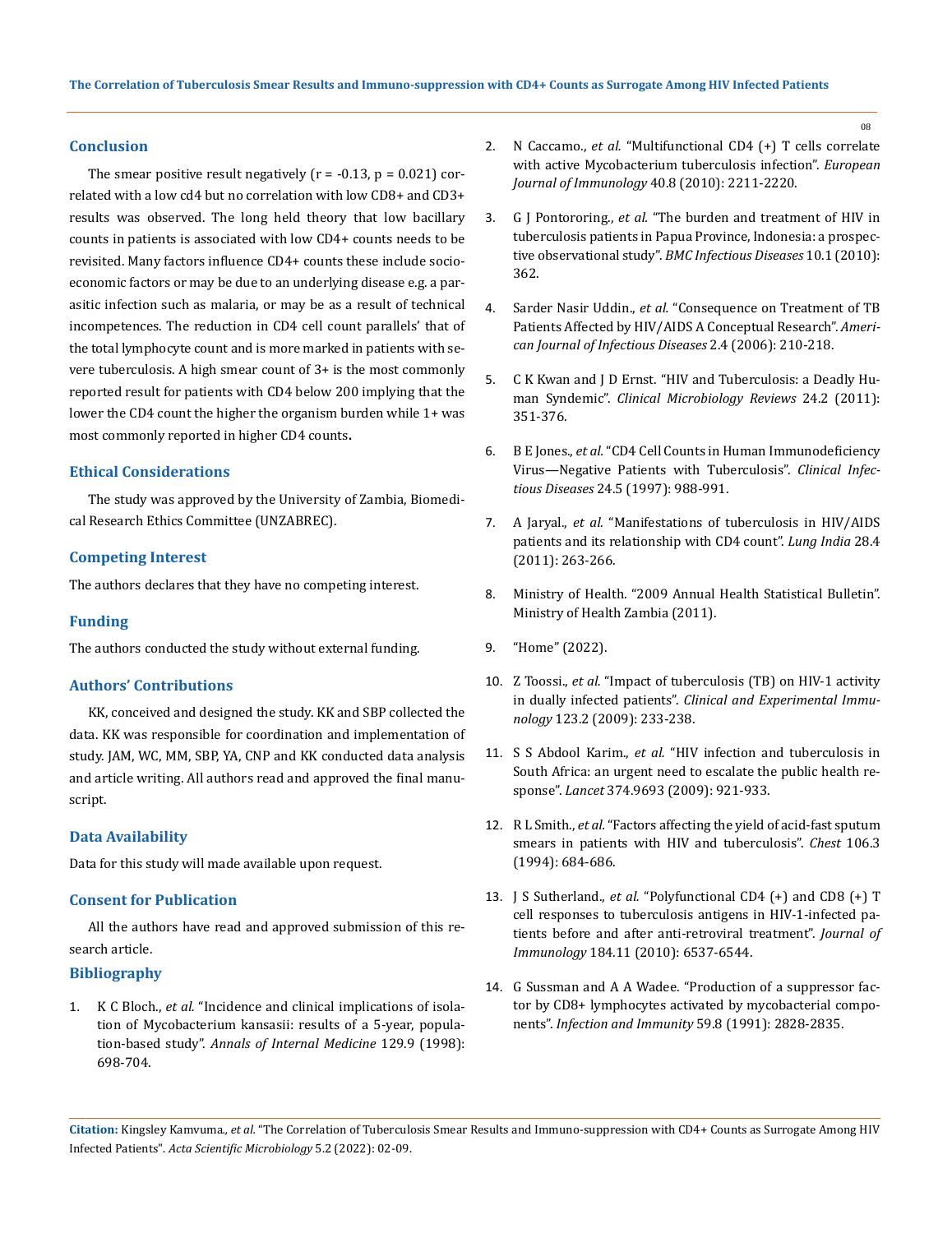## Conclusion

The smear positive result negatively ($r = -0.13$, $p = 0.021$) correlated with a low cd4 but no correlation with low CD8+ and CD3+ results was observed. The long held theory that low bacillary counts in patients is associated with low CD4+ counts needs to be revisited. Many factors influence CD4+ counts these include socio-economic factors or may be due to an underlying disease e.g. a parasitic infection such as malaria, or may be as a result of technical incompetences. The reduction in CD4 cell count parallels' that of the total lymphocyte count and is more marked in patients with severe tuberculosis. A high smear count of 3+ is the most commonly reported result for patients with CD4 below 200 implying that the lower the CD4 count the higher the organism burden while 1+ was most commonly reported in higher CD4 counts**.**

## Ethical Considerations

The study was approved by the University of Zambia, Biomedical Research Ethics Committee (UNZABREC).

## Competing Interest

The authors declares that they have no competing interest.

## Funding

The authors conducted the study without external funding.

## Authors' Contributions

KK, conceived and designed the study. KK and SBP collected the data. KK was responsible for coordination and implementation of study. JAM, WC, MM, SBP, YA, CNP and KK conducted data analysis and article writing. All authors read and approved the final manuscript.

## Data Availability

Data for this study will made available upon request.

## Consent for Publication

All the authors have read and approved submission of this research article.

## Bibliography

1. K C Bloch., *et al.* "Incidence and clinical implications of isolation of Mycobacterium kansasii: results of a 5-year, population-based study". *Annals of Internal Medicine* 129.9 (1998): 698-704.
2. N Caccamo., *et al.* "Multifunctional CD4 (+) T cells correlate with active Mycobacterium tuberculosis infection". *European Journal of Immunology* 40.8 (2010): 2211-2220.
3. G J Pontororing., *et al.* "The burden and treatment of HIV in tuberculosis patients in Papua Province, Indonesia: a prospective observational study". *BMC Infectious Diseases* 10.1 (2010): 362.
4. Sarder Nasir Uddin., *et al.* "Consequence on Treatment of TB Patients Affected by HIV/AIDS A Conceptual Research". *American Journal of Infectious Diseases* 2.4 (2006): 210-218.
5. C K Kwan and J D Ernst. "HIV and Tuberculosis: a Deadly Human Syndemic". *Clinical Microbiology Reviews* 24.2 (2011): 351-376.
6. B E Jones., *et al.* "CD4 Cell Counts in Human Immunodeficiency Virus—Negative Patients with Tuberculosis". *Clinical Infectious Diseases* 24.5 (1997): 988-991.
7. A Jaryal., *et al.* "Manifestations of tuberculosis in HIV/AIDS patients and its relationship with CD4 count". *Lung India* 28.4 (2011): 263-266.
8. Ministry of Health. "2009 Annual Health Statistical Bulletin". Ministry of Health Zambia (2011).
9. "Home" (2022).
10. Z Toossi., *et al.* "Impact of tuberculosis (TB) on HIV-1 activity in dually infected patients". *Clinical and Experimental Immunology* 123.2 (2009): 233-238.
11. S S Abdool Karim., *et al.* "HIV infection and tuberculosis in South Africa: an urgent need to escalate the public health response". *Lancet* 374.9693 (2009): 921-933.
12. R L Smith., *et al.* "Factors affecting the yield of acid-fast sputum smears in patients with HIV and tuberculosis". *Chest* 106.3 (1994): 684-686.
13. J S Sutherland., *et al.* "Polyfunctional CD4 (+) and CD8 (+) T cell responses to tuberculosis antigens in HIV-1-infected patients before and after anti-retroviral treatment". *Journal of Immunology* 184.11 (2010): 6537-6544.
14. G Sussman and A A Wadee. "Production of a suppressor factor by CD8+ lymphocytes activated by mycobacterial components". *Infection and Immunity* 59.8 (1991): 2828-2835.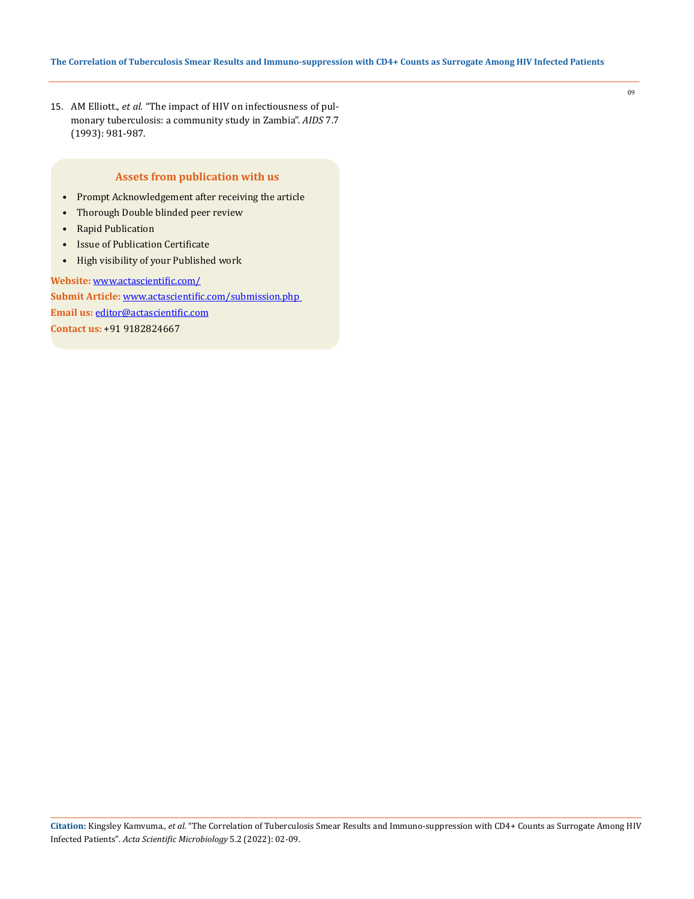15. AM Elliott., *et al.* "The impact of HIV on infectiousness of pulmonary tuberculosis: a community study in Zambia". *AIDS* 7.7 (1993): 981-987.

### Assets from publication with us

- Prompt Acknowledgement after receiving the article
- Thorough Double blinded peer review
- Rapid Publication
- Issue of Publication Certificate
- High visibility of your Published work

**Website:** www.actascientific.com/

**Submit Article:** www.actascientific.com/submission.php

**Email us:** editor@actascientific.com

**Contact us:** +91 9182824667